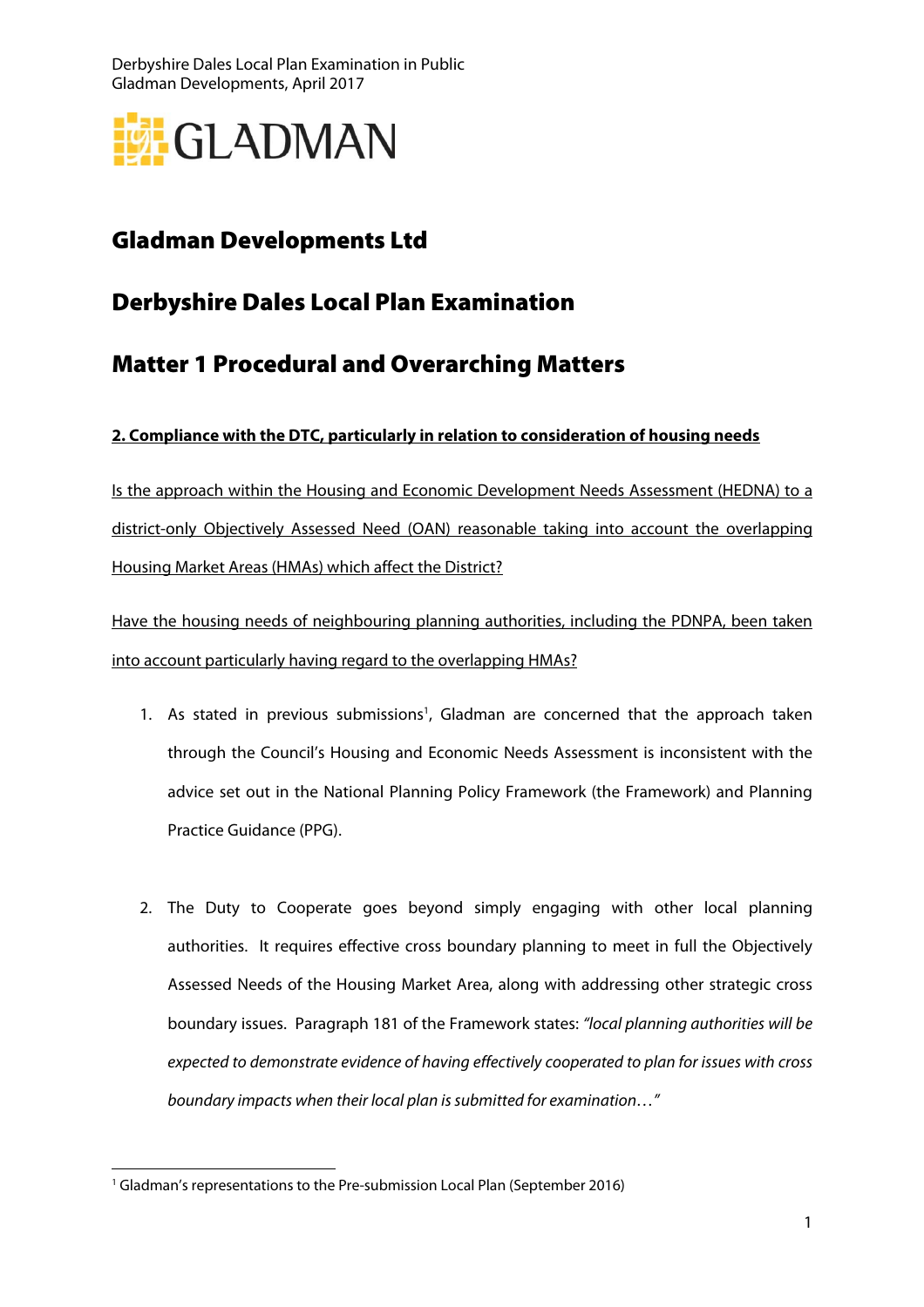# Gladman Developments Ltd

# Derbyshire Dales Local Plan Examination

# Matter 1 Procedural and Overarching Matters

**2. Compliance with the DTC, particularly in relation to consideration of housing needs**

Is the approach within the Housing and Economic Development Needs Assessment (HEDNA) to a district-only Objectively Assessed Need (OAN) reasonable taking into account the overlapping Housing Market Areas (HMAs) which affect the District?

Have the housing needs of neighbouring planning authorities, including the PDNPA, been taken into account particularly having regard to the overlapping HMAs?

1. As stated in previous submissions[1], Gladman are concerned that the approach taken through the Council's Housing and Economic Needs Assessment is inconsistent with the advice set out in the National Planning Policy Framework (the Framework) and Planning Practice Guidance (PPG).

2. The Duty to Cooperate goes beyond simply engaging with other local planning authorities. It requires effective cross boundary planning to meet in full the Objectively Assessed Needs of the Housing Market Area, along with addressing other strategic cross boundary issues. Paragraph 181 of the Framework states: *"local planning authorities will be expected to demonstrate evidence of having effectively cooperated to plan for issues with cross boundary impacts when their local plan is submitted for examination…"*

[1] Gladman's representations to the Pre-submission Local Plan (September 2016)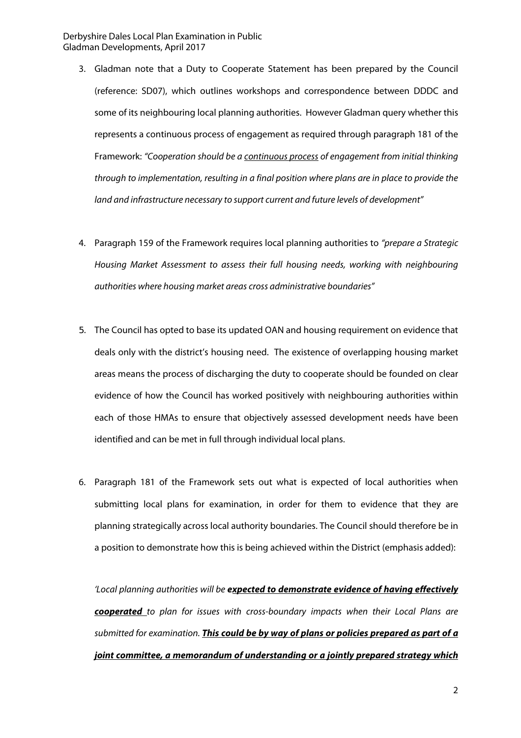3. Gladman note that a Duty to Cooperate Statement has been prepared by the Council (reference: SD07), which outlines workshops and correspondence between DDDC and some of its neighbouring local planning authorities. However Gladman query whether this represents a continuous process of engagement as required through paragraph 181 of the Framework: *"Cooperation should be a <u>continuous process</u> of engagement from initial thinking through to implementation, resulting in a final position where plans are in place to provide the land and infrastructure necessary to support current and future levels of development"*

4. Paragraph 159 of the Framework requires local planning authorities to *"prepare a Strategic Housing Market Assessment to assess their full housing needs, working with neighbouring authorities where housing market areas cross administrative boundaries"*

5. The Council has opted to base its updated OAN and housing requirement on evidence that deals only with the district's housing need. The existence of overlapping housing market areas means the process of discharging the duty to cooperate should be founded on clear evidence of how the Council has worked positively with neighbouring authorities within each of those HMAs to ensure that objectively assessed development needs have been identified and can be met in full through individual local plans.

6. Paragraph 181 of the Framework sets out what is expected of local authorities when submitting local plans for examination, in order for them to evidence that they are planning strategically across local authority boundaries. The Council should therefore be in a position to demonstrate how this is being achieved within the District (emphasis added):

   *'Local planning authorities will be* ***<u>expected to demonstrate evidence of having effectively cooperated</u>*** *to plan for issues with cross-boundary impacts when their Local Plans are submitted for examination.* ***<u>This could be by way of plans or policies prepared as part of a joint committee, a memorandum of understanding or a jointly prepared strategy which</u>***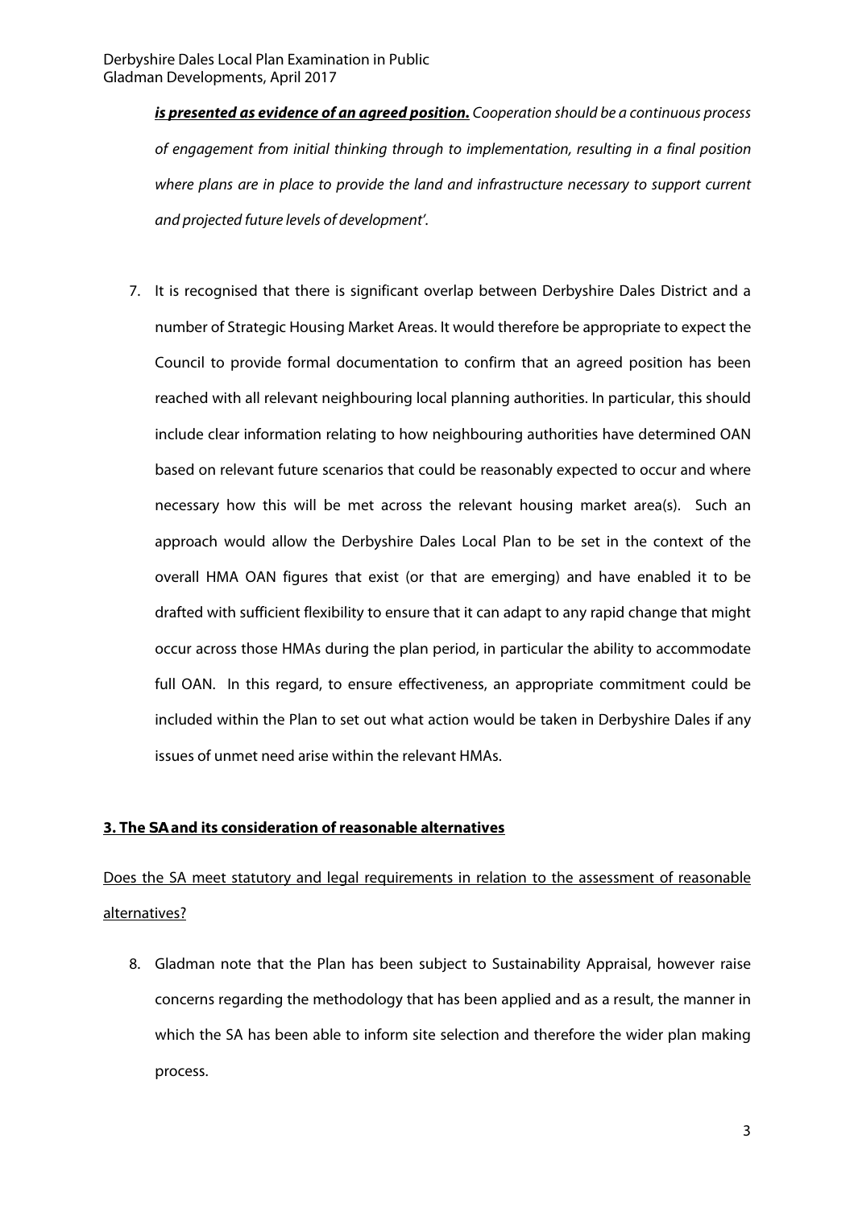***is presented as evidence of an agreed position.*** *Cooperation should be a continuous process of engagement from initial thinking through to implementation, resulting in a final position where plans are in place to provide the land and infrastructure necessary to support current and projected future levels of development'.*

7. It is recognised that there is significant overlap between Derbyshire Dales District and a number of Strategic Housing Market Areas. It would therefore be appropriate to expect the Council to provide formal documentation to confirm that an agreed position has been reached with all relevant neighbouring local planning authorities. In particular, this should include clear information relating to how neighbouring authorities have determined OAN based on relevant future scenarios that could be reasonably expected to occur and where necessary how this will be met across the relevant housing market area(s). Such an approach would allow the Derbyshire Dales Local Plan to be set in the context of the overall HMA OAN figures that exist (or that are emerging) and have enabled it to be drafted with sufficient flexibility to ensure that it can adapt to any rapid change that might occur across those HMAs during the plan period, in particular the ability to accommodate full OAN. In this regard, to ensure effectiveness, an appropriate commitment could be included within the Plan to set out what action would be taken in Derbyshire Dales if any issues of unmet need arise within the relevant HMAs.

## 3. The SA and its consideration of reasonable alternatives

Does the SA meet statutory and legal requirements in relation to the assessment of reasonable alternatives?

8. Gladman note that the Plan has been subject to Sustainability Appraisal, however raise concerns regarding the methodology that has been applied and as a result, the manner in which the SA has been able to inform site selection and therefore the wider plan making process.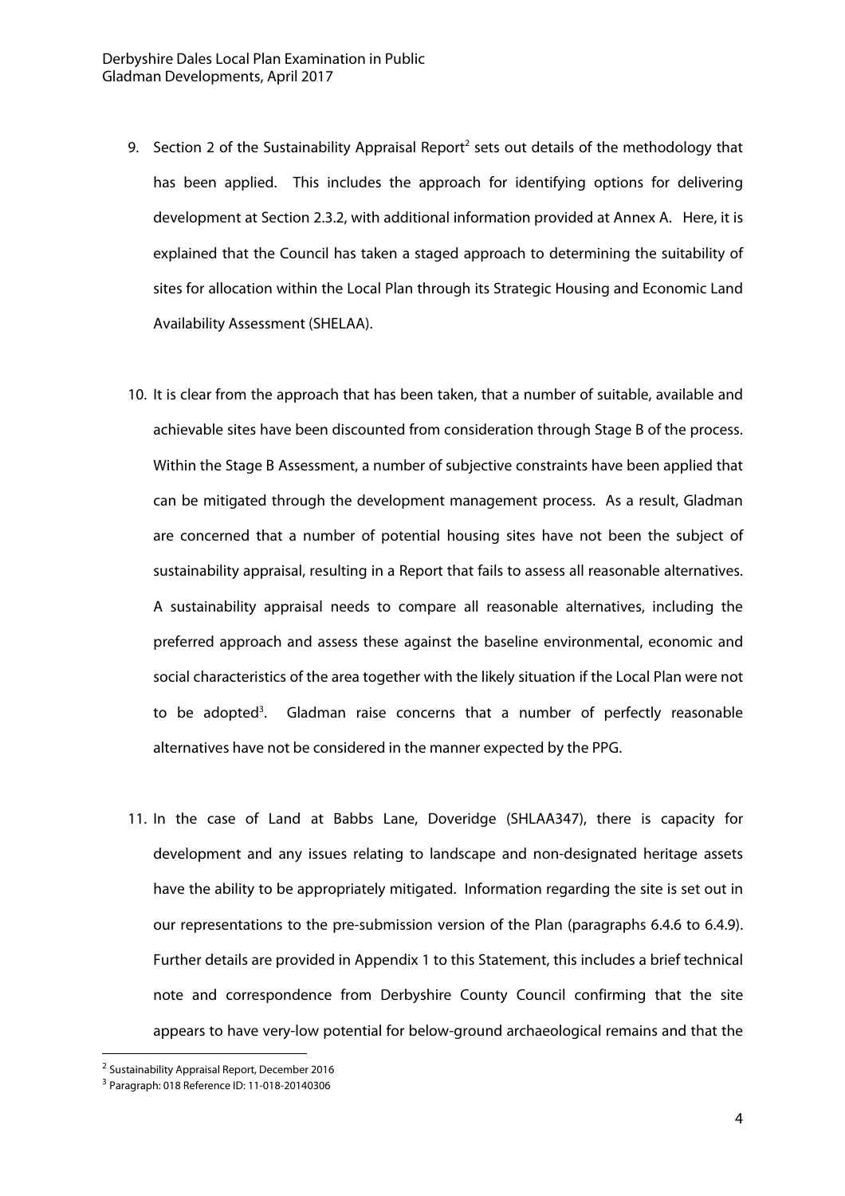9. Section 2 of the Sustainability Appraisal Report[2] sets out details of the methodology that has been applied. This includes the approach for identifying options for delivering development at Section 2.3.2, with additional information provided at Annex A. Here, it is explained that the Council has taken a staged approach to determining the suitability of sites for allocation within the Local Plan through its Strategic Housing and Economic Land Availability Assessment (SHELAA).

10. It is clear from the approach that has been taken, that a number of suitable, available and achievable sites have been discounted from consideration through Stage B of the process. Within the Stage B Assessment, a number of subjective constraints have been applied that can be mitigated through the development management process. As a result, Gladman are concerned that a number of potential housing sites have not been the subject of sustainability appraisal, resulting in a Report that fails to assess all reasonable alternatives. A sustainability appraisal needs to compare all reasonable alternatives, including the preferred approach and assess these against the baseline environmental, economic and social characteristics of the area together with the likely situation if the Local Plan were not to be adopted[3]. Gladman raise concerns that a number of perfectly reasonable alternatives have not be considered in the manner expected by the PPG.

11. In the case of Land at Babbs Lane, Doveridge (SHLAA347), there is capacity for development and any issues relating to landscape and non-designated heritage assets have the ability to be appropriately mitigated. Information regarding the site is set out in our representations to the pre-submission version of the Plan (paragraphs 6.4.6 to 6.4.9). Further details are provided in Appendix 1 to this Statement, this includes a brief technical note and correspondence from Derbyshire County Council confirming that the site appears to have very-low potential for below-ground archaeological remains and that the

---

[2] Sustainability Appraisal Report, December 2016

[3] Paragraph: 018 Reference ID: 11-018-20140306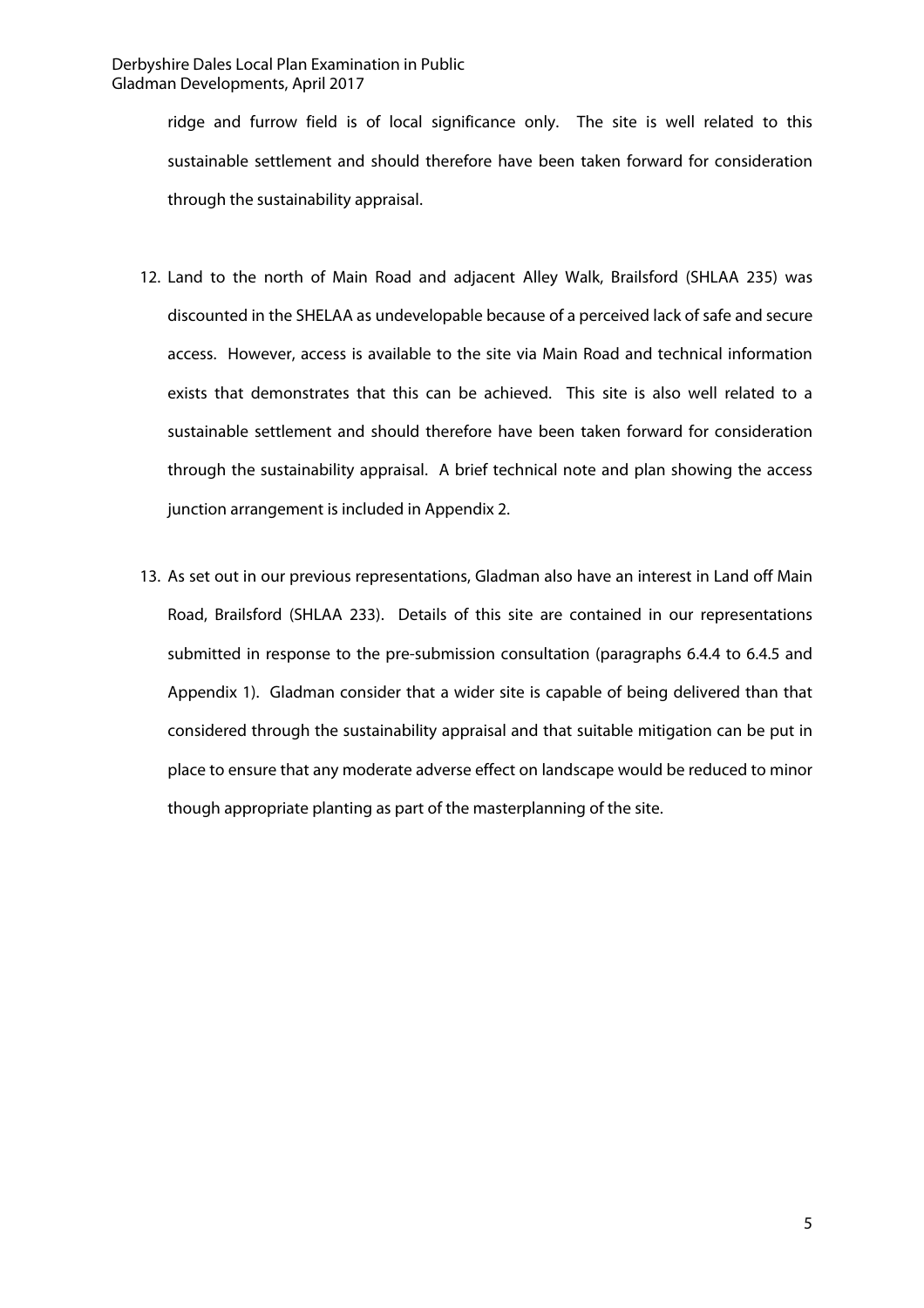ridge and furrow field is of local significance only. The site is well related to this sustainable settlement and should therefore have been taken forward for consideration through the sustainability appraisal.

12. Land to the north of Main Road and adjacent Alley Walk, Brailsford (SHLAA 235) was discounted in the SHELAA as undevelopable because of a perceived lack of safe and secure access. However, access is available to the site via Main Road and technical information exists that demonstrates that this can be achieved. This site is also well related to a sustainable settlement and should therefore have been taken forward for consideration through the sustainability appraisal. A brief technical note and plan showing the access junction arrangement is included in Appendix 2.

13. As set out in our previous representations, Gladman also have an interest in Land off Main Road, Brailsford (SHLAA 233). Details of this site are contained in our representations submitted in response to the pre-submission consultation (paragraphs 6.4.4 to 6.4.5 and Appendix 1). Gladman consider that a wider site is capable of being delivered than that considered through the sustainability appraisal and that suitable mitigation can be put in place to ensure that any moderate adverse effect on landscape would be reduced to minor though appropriate planting as part of the masterplanning of the site.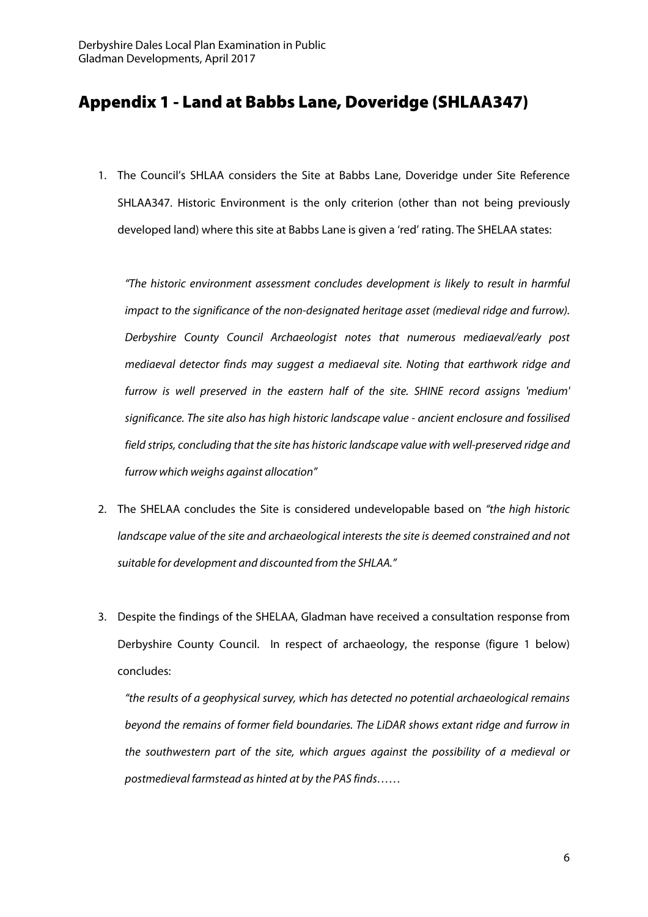# Appendix 1 - Land at Babbs Lane, Doveridge (SHLAA347)

1. The Council's SHLAA considers the Site at Babbs Lane, Doveridge under Site Reference SHLAA347. Historic Environment is the only criterion (other than not being previously developed land) where this site at Babbs Lane is given a 'red' rating. The SHELAA states:

   *"The historic environment assessment concludes development is likely to result in harmful impact to the significance of the non-designated heritage asset (medieval ridge and furrow). Derbyshire County Council Archaeologist notes that numerous mediaeval/early post mediaeval detector finds may suggest a mediaeval site. Noting that earthwork ridge and furrow is well preserved in the eastern half of the site. SHINE record assigns 'medium' significance. The site also has high historic landscape value - ancient enclosure and fossilised field strips, concluding that the site has historic landscape value with well-preserved ridge and furrow which weighs against allocation"*

2. The SHELAA concludes the Site is considered undevelopable based on *"the high historic landscape value of the site and archaeological interests the site is deemed constrained and not suitable for development and discounted from the SHLAA."*

3. Despite the findings of the SHELAA, Gladman have received a consultation response from Derbyshire County Council. In respect of archaeology, the response (figure 1 below) concludes:

   *"the results of a geophysical survey, which has detected no potential archaeological remains beyond the remains of former field boundaries. The LiDAR shows extant ridge and furrow in the southwestern part of the site, which argues against the possibility of a medieval or postmedieval farmstead as hinted at by the PAS finds……*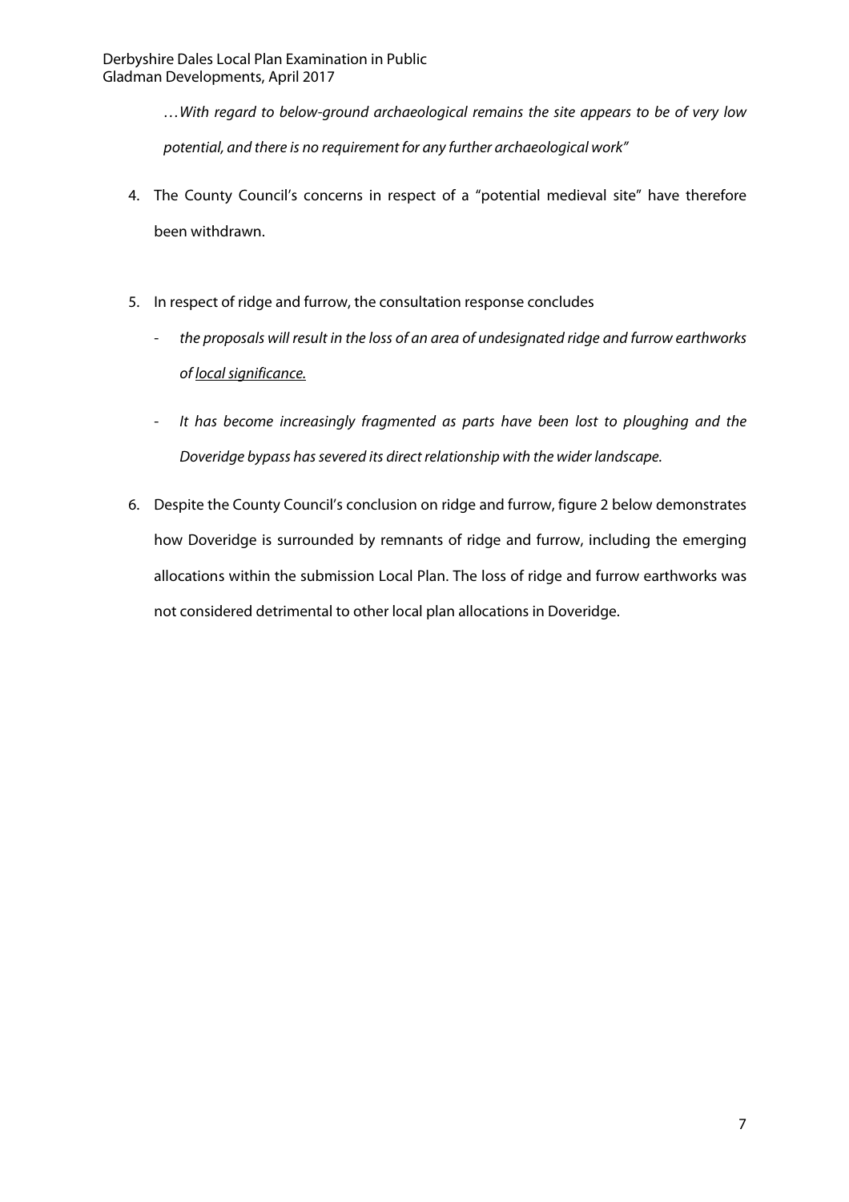*…With regard to below-ground archaeological remains the site appears to be of very low potential, and there is no requirement for any further archaeological work"*

4. The County Council's concerns in respect of a "potential medieval site" have therefore been withdrawn.

5. In respect of ridge and furrow, the consultation response concludes

   - *the proposals will result in the loss of an area of undesignated ridge and furrow earthworks of <u>local significance.</u>*

   - *It has become increasingly fragmented as parts have been lost to ploughing and the Doveridge bypass has severed its direct relationship with the wider landscape.*

6. Despite the County Council's conclusion on ridge and furrow, figure 2 below demonstrates how Doveridge is surrounded by remnants of ridge and furrow, including the emerging allocations within the submission Local Plan. The loss of ridge and furrow earthworks was not considered detrimental to other local plan allocations in Doveridge.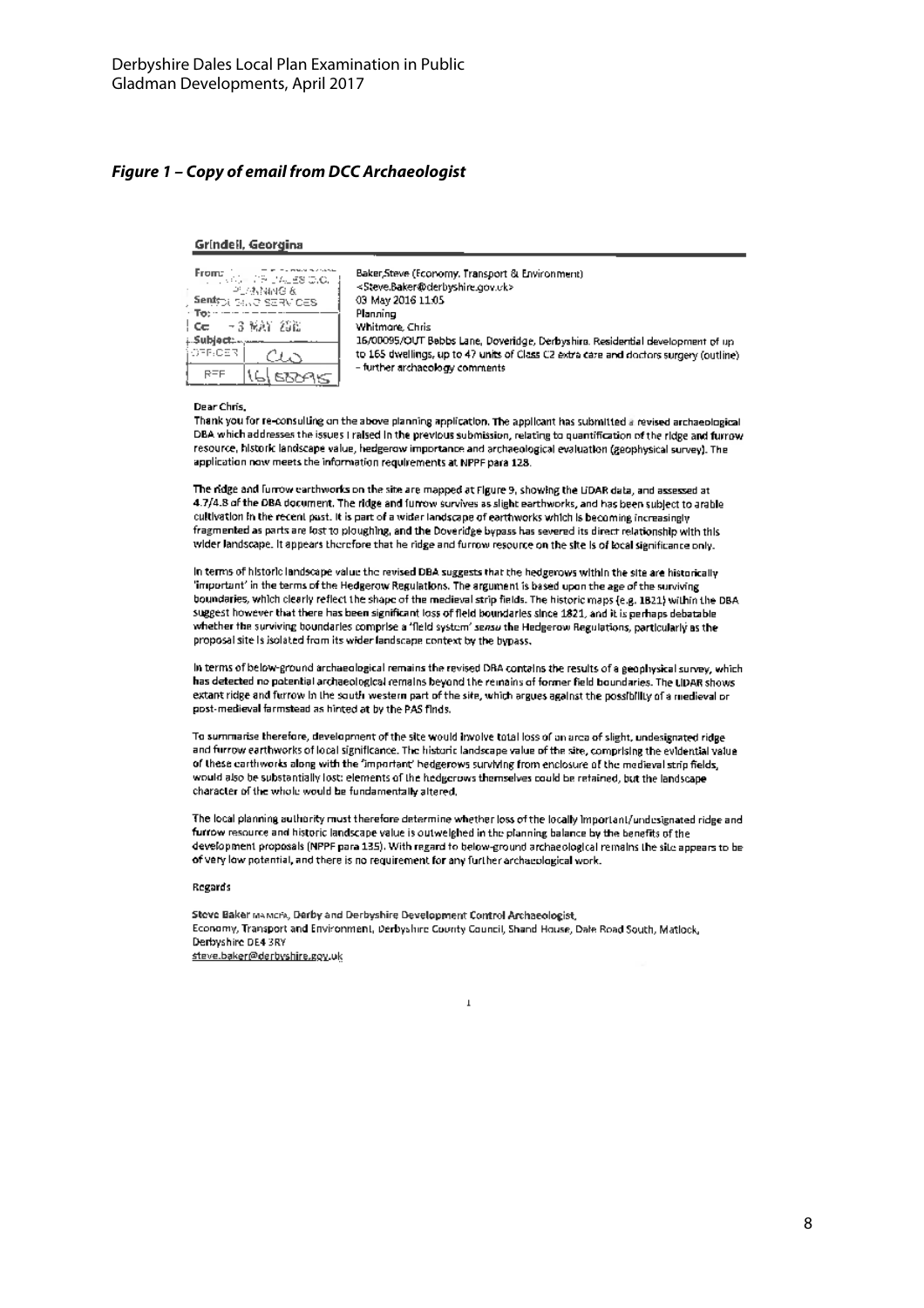## *Figure 1 – Copy of email from DCC Archaeologist*

**Grindell, Georgina**

| | |
|---|---|
| **From:** | Baker,Steve (Economy, Transport & Environment) <Steve.Baker@derbyshire.gov.uk> |
| **Sent:** | 03 May 2016 11:05 |
| **To:** | Planning |
| **Cc:** | Whitmore, Chris |
| **Subject:** | 16/00095/OUT Babbs Lane, Doveridge, Derbyshire. Residential development of up to 165 dwellings, up to 47 units of Class C2 extra care and doctors surgery (outline) – further archaeology comments |

Dear Chris,

Thank you for re-consulting on the above planning application. The applicant has submitted a revised archaeological DBA which addresses the issues I raised in the previous submission, relating to quantification of the ridge and furrow resource, historic landscape value, hedgerow importance and archaeological evaluation (geophysical survey). The application now meets the information requirements at NPPF para 128.

The ridge and furrow earthworks on the site are mapped at Figure 9, showing the LiDAR data, and assessed at 4.7/4.8 of the DBA document. The ridge and furrow survives as slight earthworks, and has been subject to arable cultivation in the recent past. It is part of a wider landscape of earthworks which is becoming increasingly fragmented as parts are lost to ploughing, and the Doveridge bypass has severed its direct relationship with this wider landscape. It appears therefore that he ridge and furrow resource on the site is of local significance only.

In terms of historic landscape value the revised DBA suggests that the hedgerows within the site are historically 'important' in the terms of the Hedgerow Regulations. The argument is based upon the age of the surviving boundaries, which clearly reflect the shape of the medieval strip fields. The historic maps (e.g. 1821) within the DBA suggest however that there has been significant loss of field boundaries since 1821, and it is perhaps debatable whether the surviving boundaries comprise a 'field system' *sensu* the Hedgerow Regulations, particularly as the proposal site is isolated from its wider landscape context by the bypass.

In terms of below-ground archaeological remains the revised DBA contains the results of a geophysical survey, which has detected no potential archaeological remains beyond the remains of former field boundaries. The LiDAR shows extant ridge and furrow in the south western part of the site, which argues against the possibility of a medieval or post-medieval farmstead as hinted at by the PAS finds.

To summarise therefore, development of the site would involve total loss of an area of slight, undesignated ridge and furrow earthworks of local significance. The historic landscape value of the site, comprising the evidential value of these earthworks along with the 'important' hedgerows surviving from enclosure of the medieval strip fields, would also be substantially lost: elements of the hedgerows themselves could be retained, but the landscape character of the whole would be fundamentally altered.

The local planning authority must therefore determine whether loss of the locally important/undesignated ridge and furrow resource and historic landscape value is outweighed in the planning balance by the benefits of the development proposals (NPPF para 135). With regard to below-ground archaeological remains the site appears to be of very low potential, and there is no requirement for any further archaeological work.

Regards

**Steve Baker** MA MCIfA, Derby and Derbyshire Development Control Archaeologist,
Economy, Transport and Environment, Derbyshire County Council, Shand House, Dale Road South, Matlock, Derbyshire DE4 3RY
steve.baker@derbyshire.gov.uk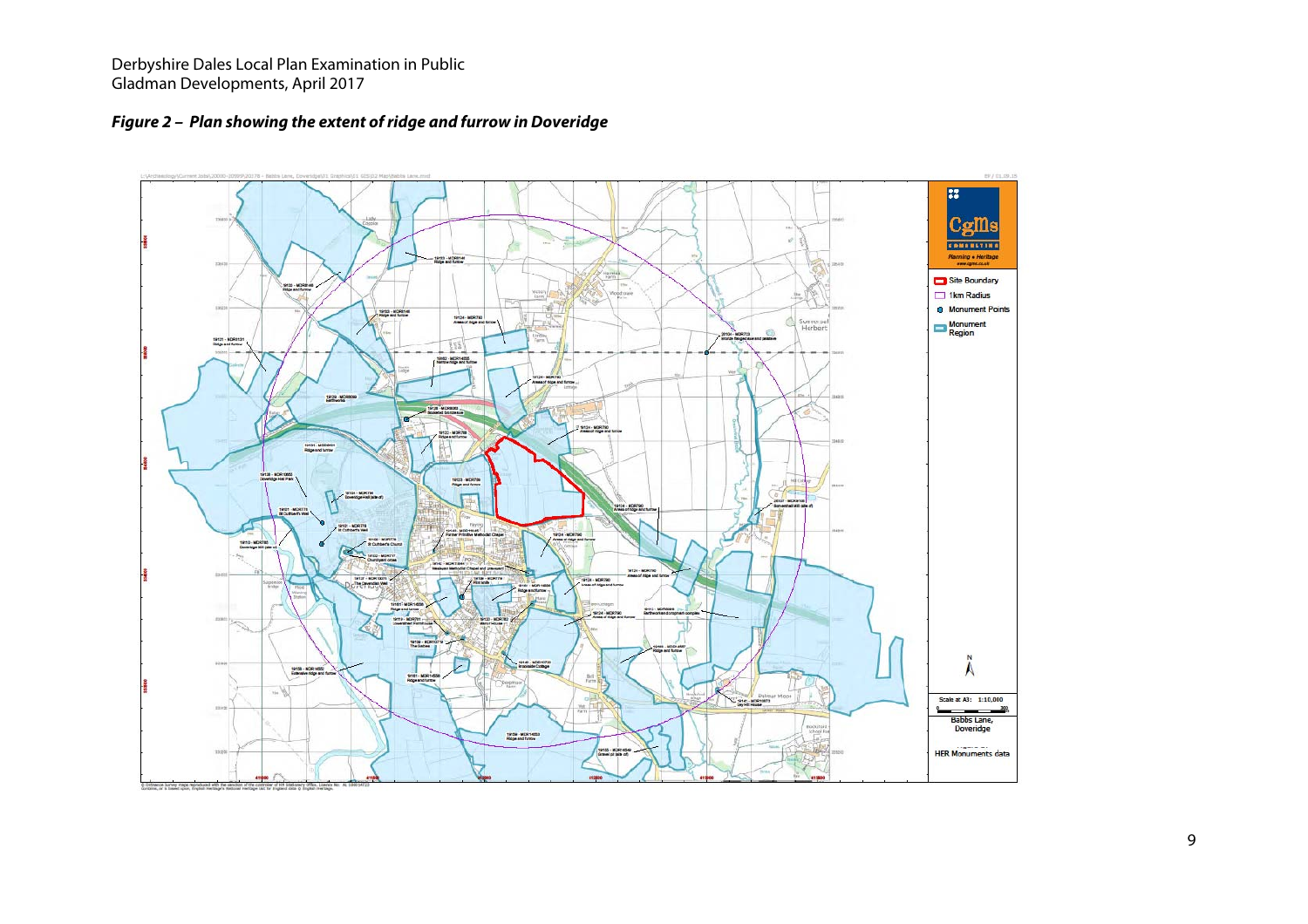Derbyshire Dales Local Plan Examination in Public
Gladman Developments, April 2017

***Figure 2 – Plan showing the extent of ridge and furrow in Doveridge***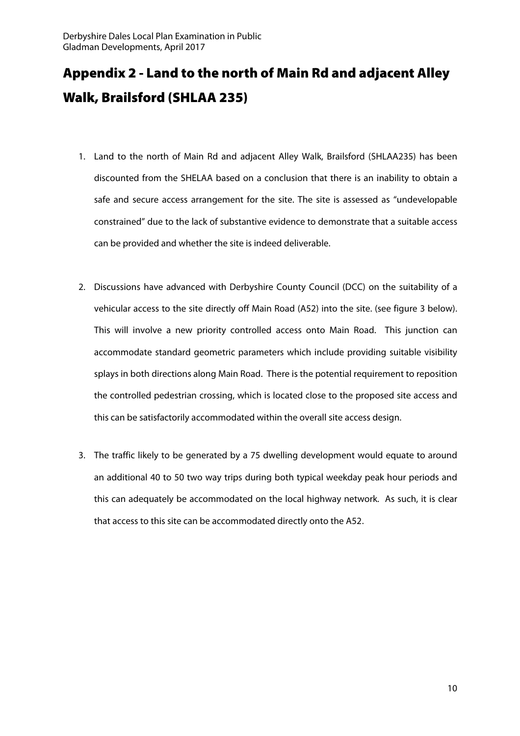# Appendix 2 - Land to the north of Main Rd and adjacent Alley Walk, Brailsford (SHLAA 235)

1. Land to the north of Main Rd and adjacent Alley Walk, Brailsford (SHLAA235) has been discounted from the SHELAA based on a conclusion that there is an inability to obtain a safe and secure access arrangement for the site. The site is assessed as "undevelopable constrained" due to the lack of substantive evidence to demonstrate that a suitable access can be provided and whether the site is indeed deliverable.

2. Discussions have advanced with Derbyshire County Council (DCC) on the suitability of a vehicular access to the site directly off Main Road (A52) into the site. (see figure 3 below). This will involve a new priority controlled access onto Main Road. This junction can accommodate standard geometric parameters which include providing suitable visibility splays in both directions along Main Road. There is the potential requirement to reposition the controlled pedestrian crossing, which is located close to the proposed site access and this can be satisfactorily accommodated within the overall site access design.

3. The traffic likely to be generated by a 75 dwelling development would equate to around an additional 40 to 50 two way trips during both typical weekday peak hour periods and this can adequately be accommodated on the local highway network. As such, it is clear that access to this site can be accommodated directly onto the A52.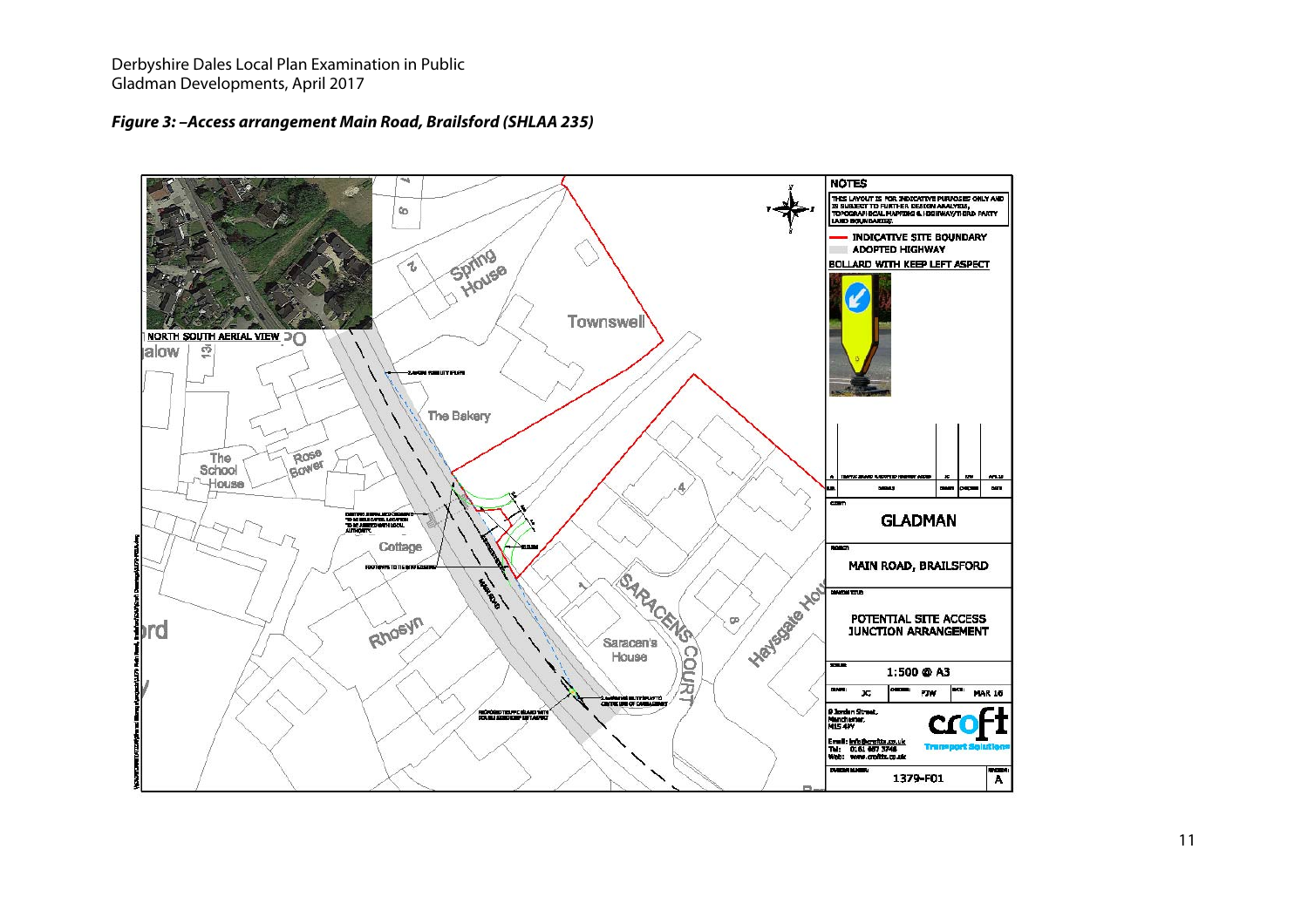*Figure 3: –Access arrangement Main Road, Brailsford (SHLAA 235)*

NOTES

THIS LAYOUT IS FOR INDICATIVE PURPOSES ONLY AND IS SUBJECT TO FURTHER DESIGN ANALYSIS, TOPOGRAPHICAL MAPPING & HIGHWAY/THIRD PARTY LAND BOUNDARIES.

INDICATIVE SITE BOUNDARY

ADOPTED HIGHWAY

BOLLARD WITH KEEP LEFT ASPECT

NORTH SOUTH AERIAL VIEW

Spring House

Townswell

The Bakery

The School House

Rose Bower

Cottage

Rhosyn

Saracen's House

SARACENS COURT

MAIN ROAD

CLIENT: GLADMAN

PROJECT: MAIN ROAD, BRAILSFORD

DRAWING TITLE: POTENTIAL SITE ACCESS JUNCTION ARRANGEMENT

SCALE: 1:500 @ A3

DRAWN: JC

CHECKED: FJW

DATE: MAR 16

9 Jordan Street, Manchester, M15 4PY

Email: info@croftts.co.uk

Tel: 0161 667 3746

Web: www.croftts.co.uk

croft Transport Solutions

DRAWING NUMBER: 1379-F01

REVISION: A